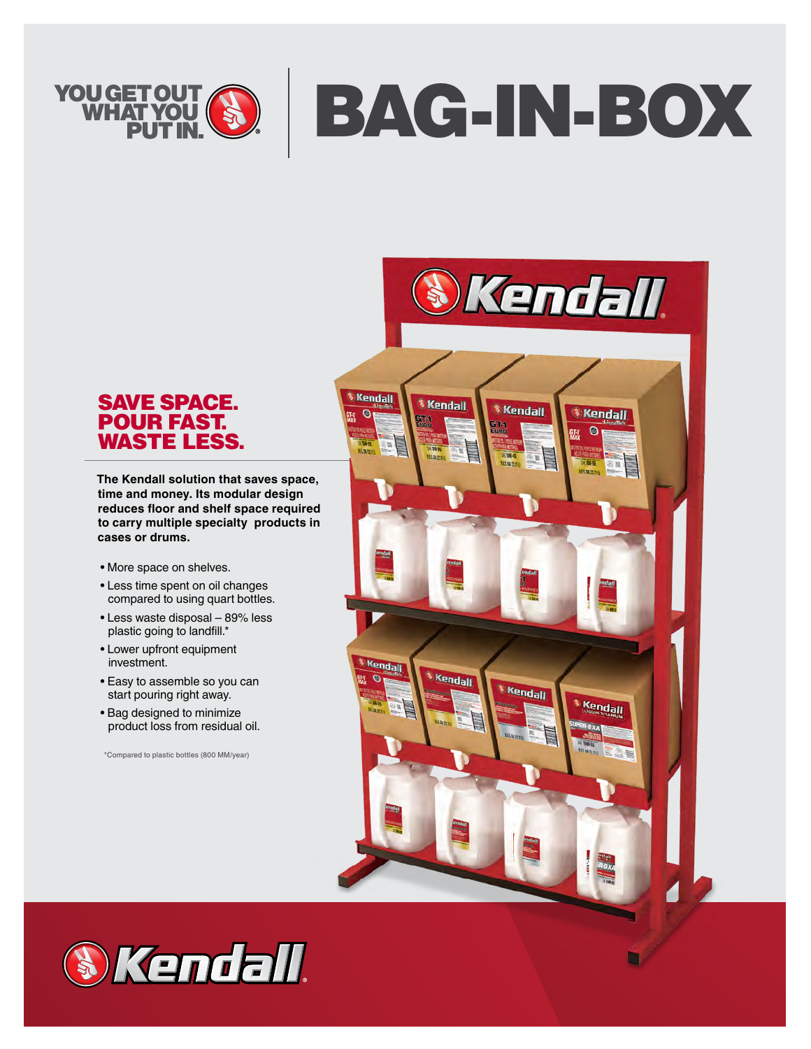YOU GET OUT WHAT YOU PUT IN.®

# BAG-IN-BOX

## SAVE SPACE. POUR FAST. WASTE LESS.

**The Kendall solution that saves space, time and money. Its modular design reduces floor and shelf space required to carry multiple specialty products in cases or drums.**

- More space on shelves.
- Less time spent on oil changes compared to using quart bottles.
- Less waste disposal – 89% less plastic going to landfill.*
- Lower upfront equipment investment.
- Easy to assemble so you can start pouring right away.
- Bag designed to minimize product loss from residual oil.

*Compared to plastic bottles (800 MM/year)

Kendall®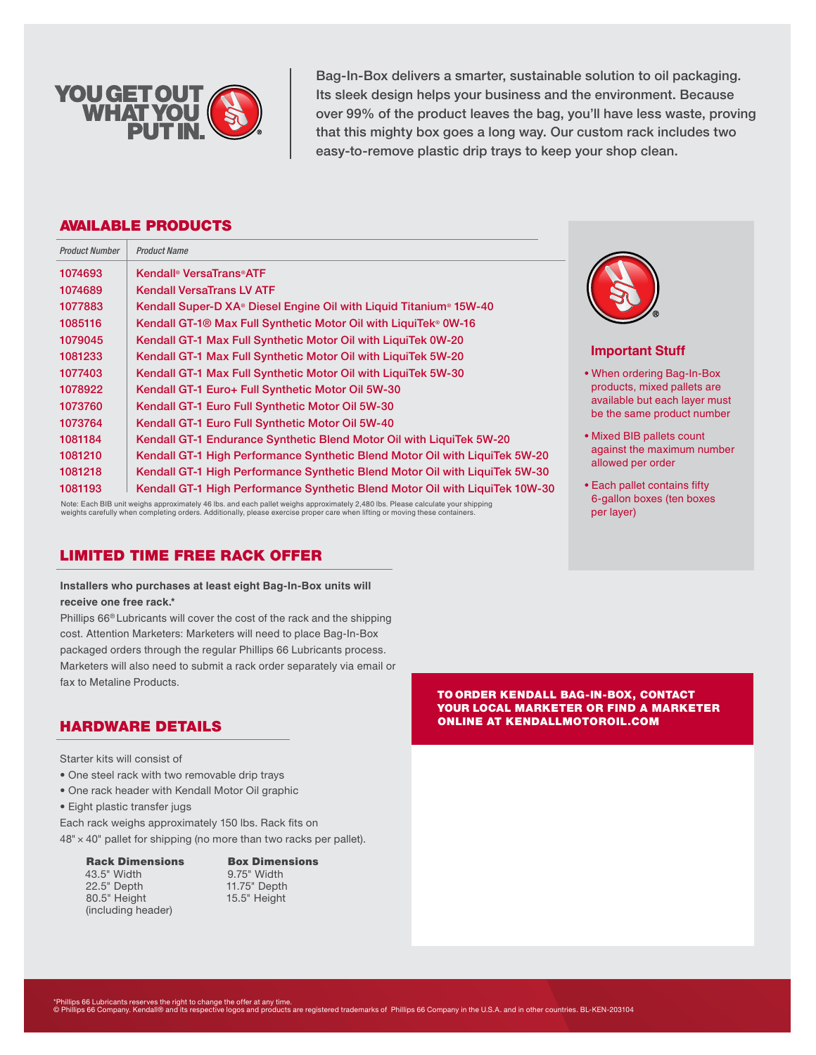YOU GET OUT WHAT YOU PUT IN.®

Bag-In-Box delivers a smarter, sustainable solution to oil packaging. Its sleek design helps your business and the environment. Because over 99% of the product leaves the bag, you'll have less waste, proving that this mighty box goes a long way. Our custom rack includes two easy-to-remove plastic drip trays to keep your shop clean.

## AVAILABLE PRODUCTS

| *Product Number* | *Product Name* |
|---|---|
| 1074693 | Kendall® VersaTrans® ATF |
| 1074689 | Kendall VersaTrans LV ATF |
| 1077883 | Kendall Super-D XA® Diesel Engine Oil with Liquid Titanium® 15W-40 |
| 1085116 | Kendall GT-1® Max Full Synthetic Motor Oil with LiquiTek® 0W-16 |
| 1079045 | Kendall GT-1 Max Full Synthetic Motor Oil with LiquiTek 0W-20 |
| 1081233 | Kendall GT-1 Max Full Synthetic Motor Oil with LiquiTek 5W-20 |
| 1077403 | Kendall GT-1 Max Full Synthetic Motor Oil with LiquiTek 5W-30 |
| 1078922 | Kendall GT-1 Euro+ Full Synthetic Motor Oil 5W-30 |
| 1073760 | Kendall GT-1 Euro Full Synthetic Motor Oil 5W-30 |
| 1073764 | Kendall GT-1 Euro Full Synthetic Motor Oil 5W-40 |
| 1081184 | Kendall GT-1 Endurance Synthetic Blend Motor Oil with LiquiTek 5W-20 |
| 1081210 | Kendall GT-1 High Performance Synthetic Blend Motor Oil with LiquiTek 5W-20 |
| 1081218 | Kendall GT-1 High Performance Synthetic Blend Motor Oil with LiquiTek 5W-30 |
| 1081193 | Kendall GT-1 High Performance Synthetic Blend Motor Oil with LiquiTek 10W-30 |

Note: Each BIB unit weighs approximately 46 lbs. and each pallet weighs approximately 2,480 lbs. Please calculate your shipping weights carefully when completing orders. Additionally, please exercise proper care when lifting or moving these containers.

### Important Stuff

- When ordering Bag-In-Box products, mixed pallets are available but each layer must be the same product number
- Mixed BIB pallets count against the maximum number allowed per order
- Each pallet contains fifty 6-gallon boxes (ten boxes per layer)

## LIMITED TIME FREE RACK OFFER

**Installers who purchases at least eight Bag-In-Box units will receive one free rack.***

Phillips 66® Lubricants will cover the cost of the rack and the shipping cost. Attention Marketers: Marketers will need to place Bag-In-Box packaged orders through the regular Phillips 66 Lubricants process. Marketers will also need to submit a rack order separately via email or fax to Metaline Products.

## HARDWARE DETAILS

Starter kits will consist of

- One steel rack with two removable drip trays
- One rack header with Kendall Motor Oil graphic
- Eight plastic transfer jugs

Each rack weighs approximately 150 lbs. Rack fits on 48" × 40" pallet for shipping (no more than two racks per pallet).

**Rack Dimensions**
43.5" Width
22.5" Depth
80.5" Height
(including header)

**Box Dimensions**
9.75" Width
11.75" Depth
15.5" Height

**TO ORDER KENDALL BAG-IN-BOX, CONTACT YOUR LOCAL MARKETER OR FIND A MARKETER ONLINE AT KENDALLMOTOROIL.COM**

*Phillips 66 Lubricants reserves the right to change the offer at any time.
© Phillips 66 Company. Kendall® and its respective logos and products are registered trademarks of Phillips 66 Company in the U.S.A. and in other countries. BL-KEN-203104